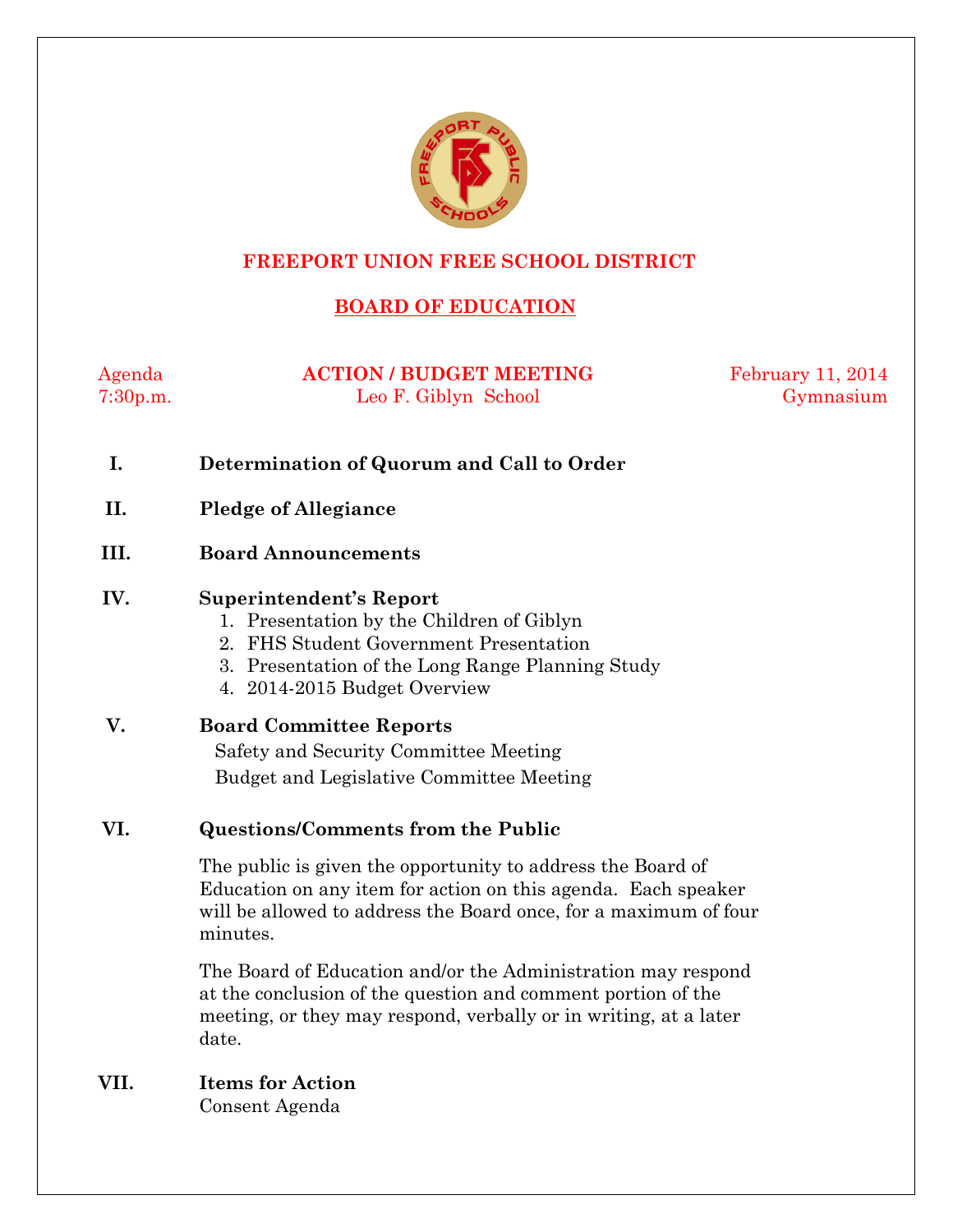# FREEPORT UNION FREE SCHOOL DISTRICT

## BOARD OF EDUCATION

Agenda | **ACTION / BUDGET MEETING** | February 11, 2014
7:30p.m. | Leo F. Giblyn School | Gymnasium

**I. Determination of Quorum and Call to Order**

**II. Pledge of Allegiance**

**III. Board Announcements**

**IV. Superintendent's Report**

1. Presentation by the Children of Giblyn
2. FHS Student Government Presentation
3. Presentation of the Long Range Planning Study
4. 2014-2015 Budget Overview

**V. Board Committee Reports**

Safety and Security Committee Meeting
Budget and Legislative Committee Meeting

**VI. Questions/Comments from the Public**

The public is given the opportunity to address the Board of Education on any item for action on this agenda. Each speaker will be allowed to address the Board once, for a maximum of four minutes.

The Board of Education and/or the Administration may respond at the conclusion of the question and comment portion of the meeting, or they may respond, verbally or in writing, at a later date.

**VII. Items for Action**

Consent Agenda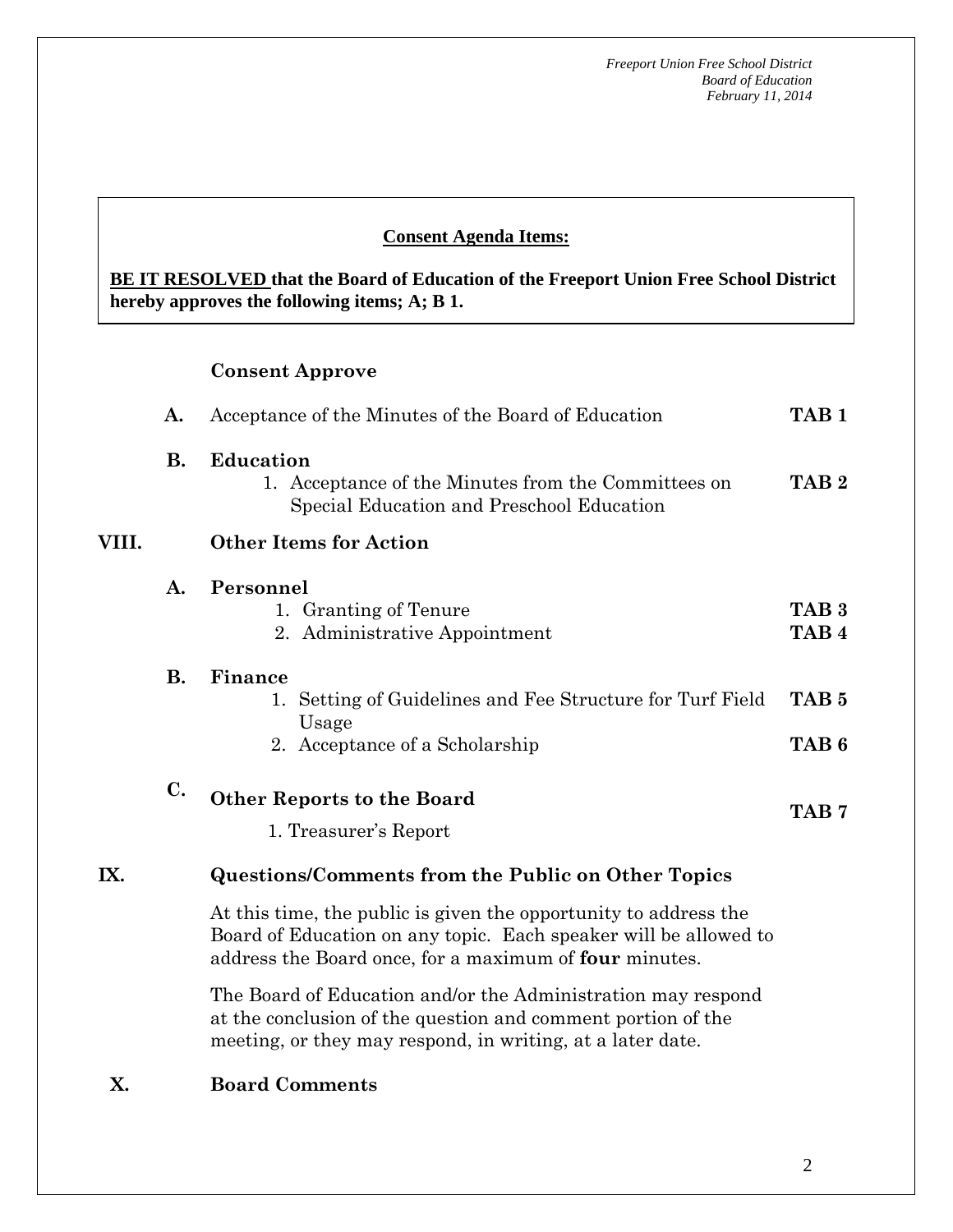**Consent Agenda Items:**

**BE IT RESOLVED that the Board of Education of the Freeport Union Free School District hereby approves the following items; A; B 1.**

**Consent Approve**

**A.** Acceptance of the Minutes of the Board of Education **TAB 1**

**B. Education**

1. Acceptance of the Minutes from the Committees on Special Education and Preschool Education **TAB 2**

## VIII. Other Items for Action

**A. Personnel**

1. Granting of Tenure **TAB 3**
2. Administrative Appointment **TAB 4**

**B. Finance**

1. Setting of Guidelines and Fee Structure for Turf Field Usage **TAB 5**
2. Acceptance of a Scholarship **TAB 6**

**C. Other Reports to the Board**

1. Treasurer's Report **TAB 7**

## IX. Questions/Comments from the Public on Other Topics

At this time, the public is given the opportunity to address the Board of Education on any topic. Each speaker will be allowed to address the Board once, for a maximum of **four** minutes.

The Board of Education and/or the Administration may respond at the conclusion of the question and comment portion of the meeting, or they may respond, in writing, at a later date.

## X. Board Comments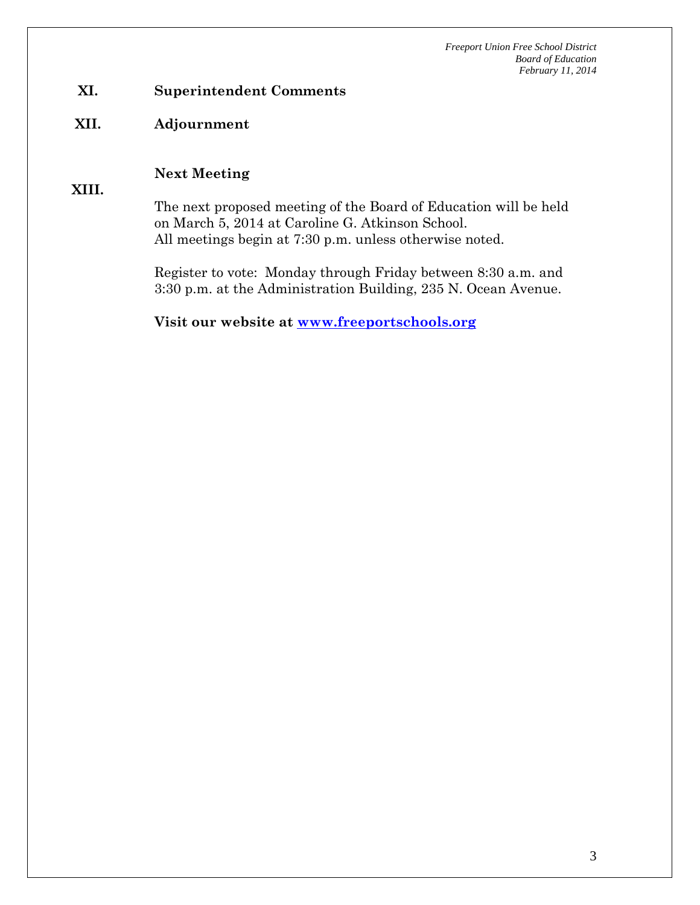## XI. Superintendent Comments

## XII. Adjournment

## XIII. Next Meeting

The next proposed meeting of the Board of Education will be held on March 5, 2014 at Caroline G. Atkinson School.
All meetings begin at 7:30 p.m. unless otherwise noted.

Register to vote: Monday through Friday between 8:30 a.m. and 3:30 p.m. at the Administration Building, 235 N. Ocean Avenue.

**Visit our website at [www.freeportschools.org](http://www.freeportschools.org)**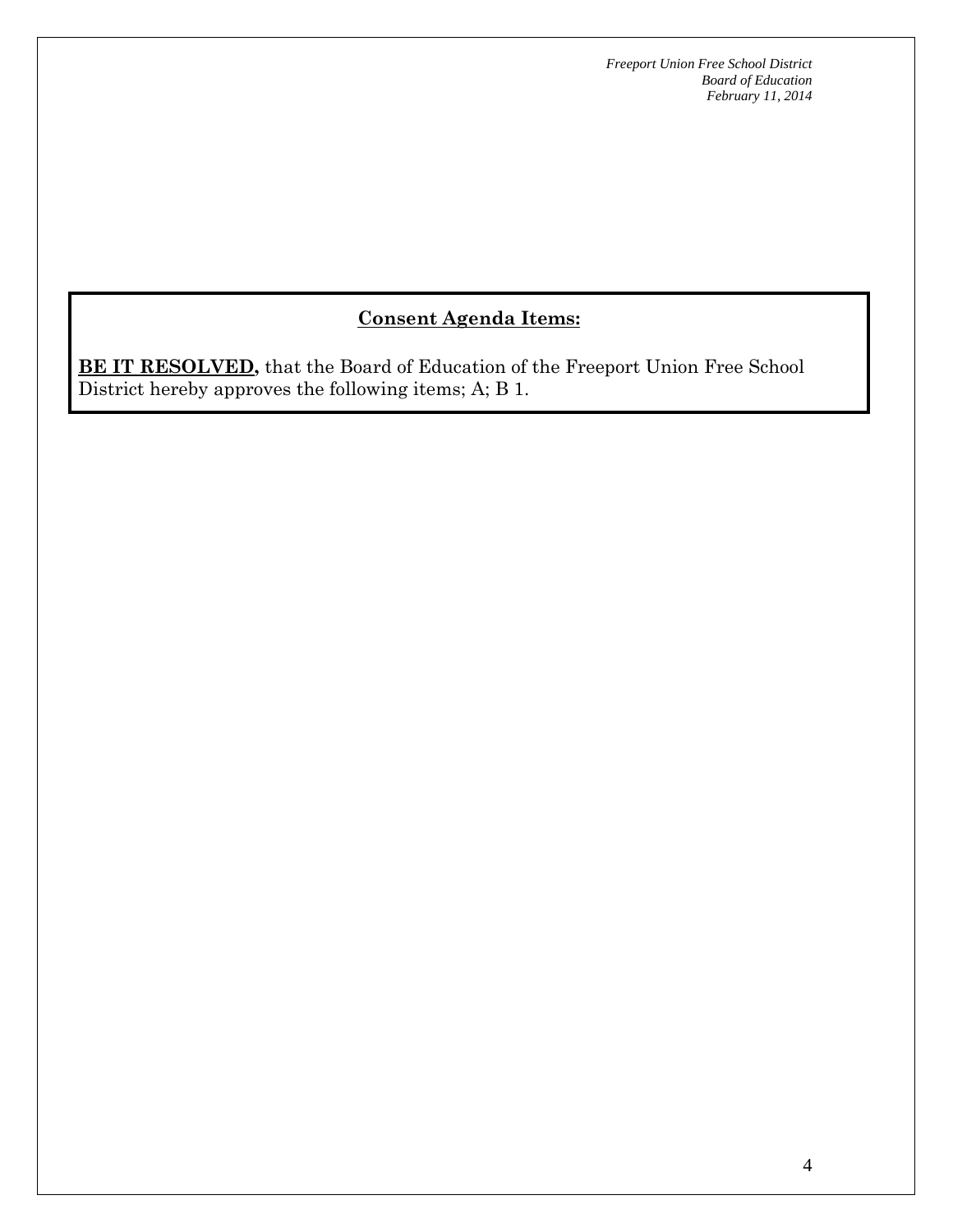## Consent Agenda Items:

**BE IT RESOLVED,** that the Board of Education of the Freeport Union Free School District hereby approves the following items; A; B 1.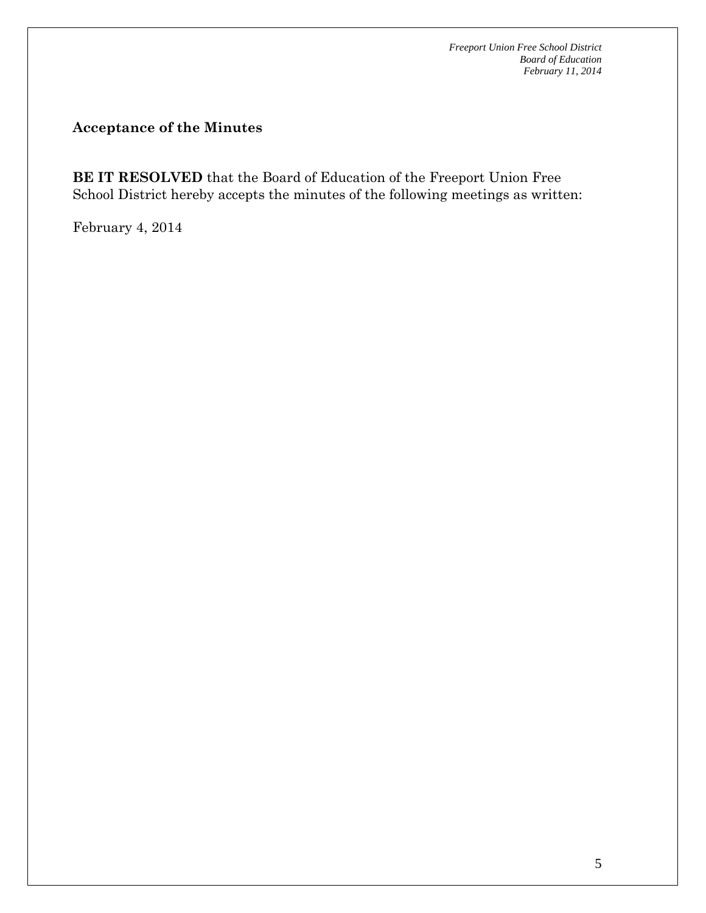## Acceptance of the Minutes

**BE IT RESOLVED** that the Board of Education of the Freeport Union Free School District hereby accepts the minutes of the following meetings as written:

February 4, 2014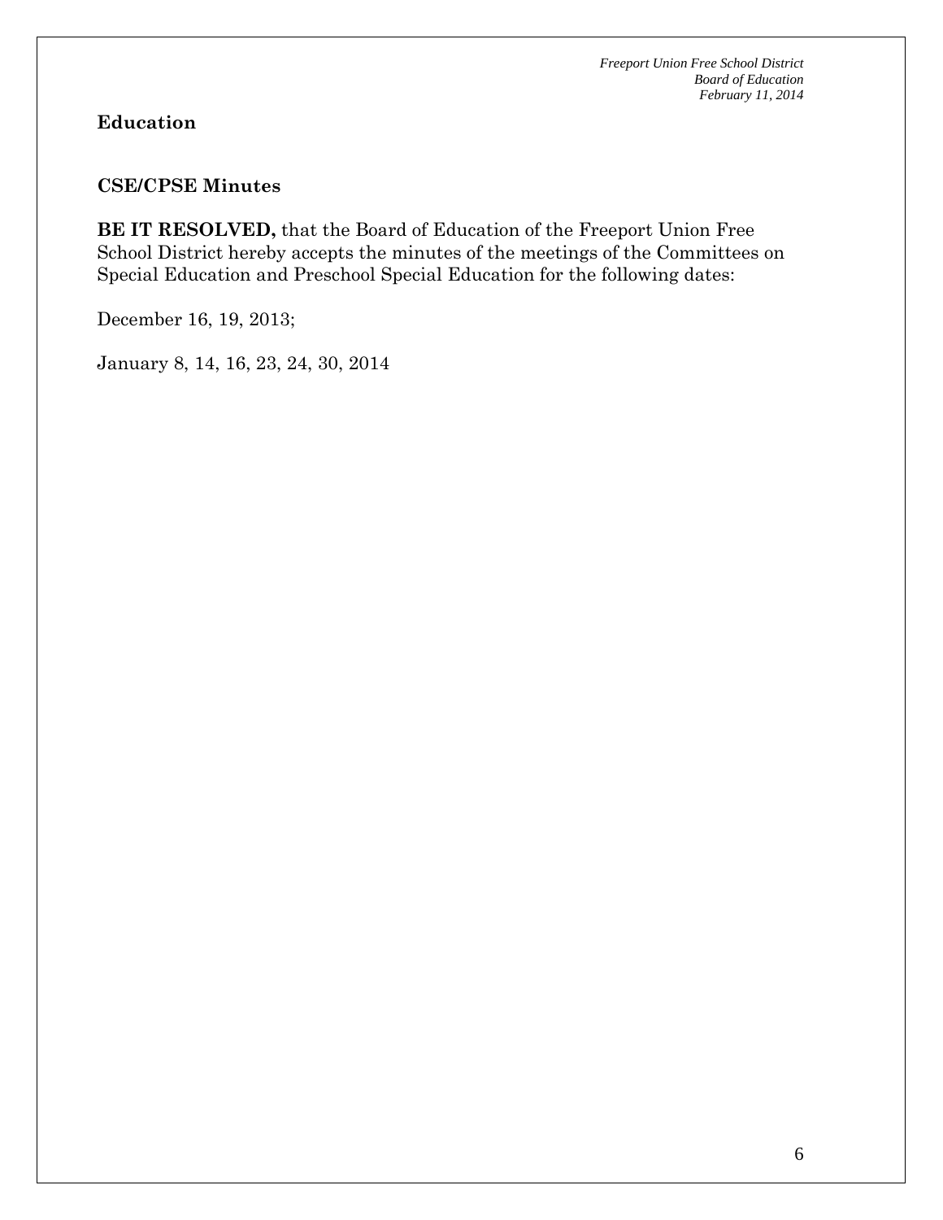## Education

### CSE/CPSE Minutes

**BE IT RESOLVED,** that the Board of Education of the Freeport Union Free School District hereby accepts the minutes of the meetings of the Committees on Special Education and Preschool Special Education for the following dates:

December 16, 19, 2013;

January 8, 14, 16, 23, 24, 30, 2014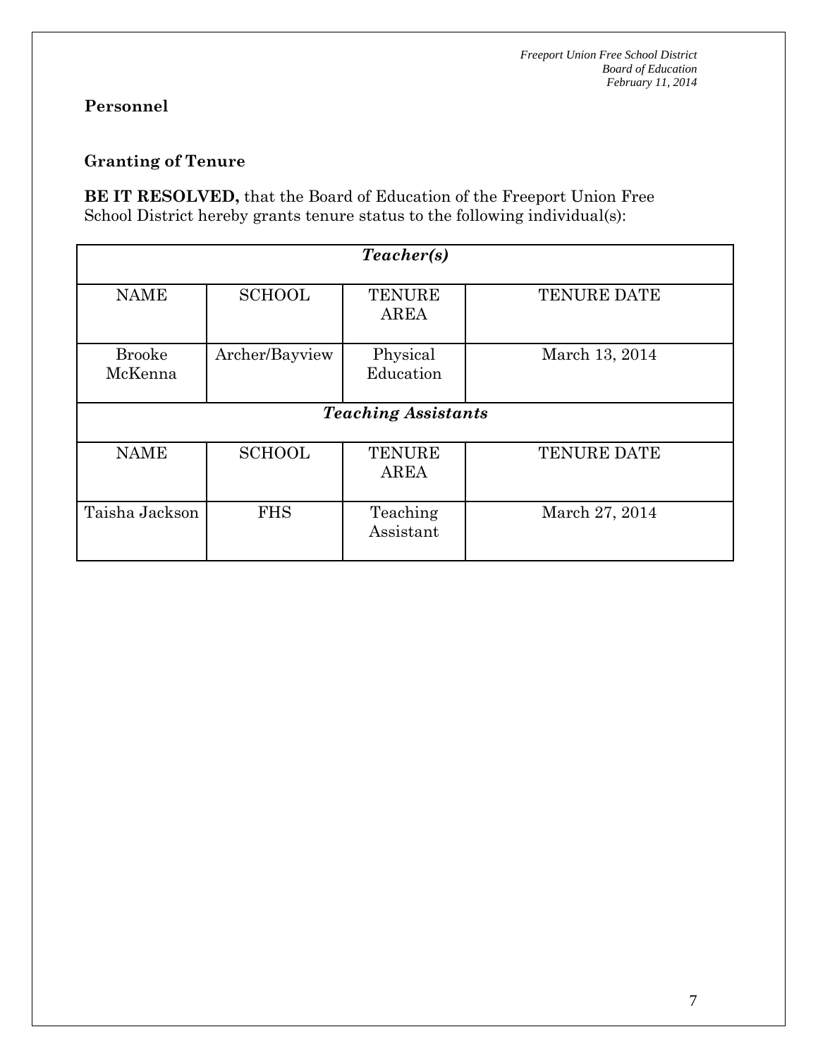## Personnel

### Granting of Tenure

**BE IT RESOLVED,** that the Board of Education of the Freeport Union Free School District hereby grants tenure status to the following individual(s):

| ***Teacher(s)*** | | | |
|---|---|---|---|
| NAME | SCHOOL | TENURE AREA | TENURE DATE |
| Brooke McKenna | Archer/Bayview | Physical Education | March 13, 2014 |
| ***Teaching Assistants*** | | | |
| NAME | SCHOOL | TENURE AREA | TENURE DATE |
| Taisha Jackson | FHS | Teaching Assistant | March 27, 2014 |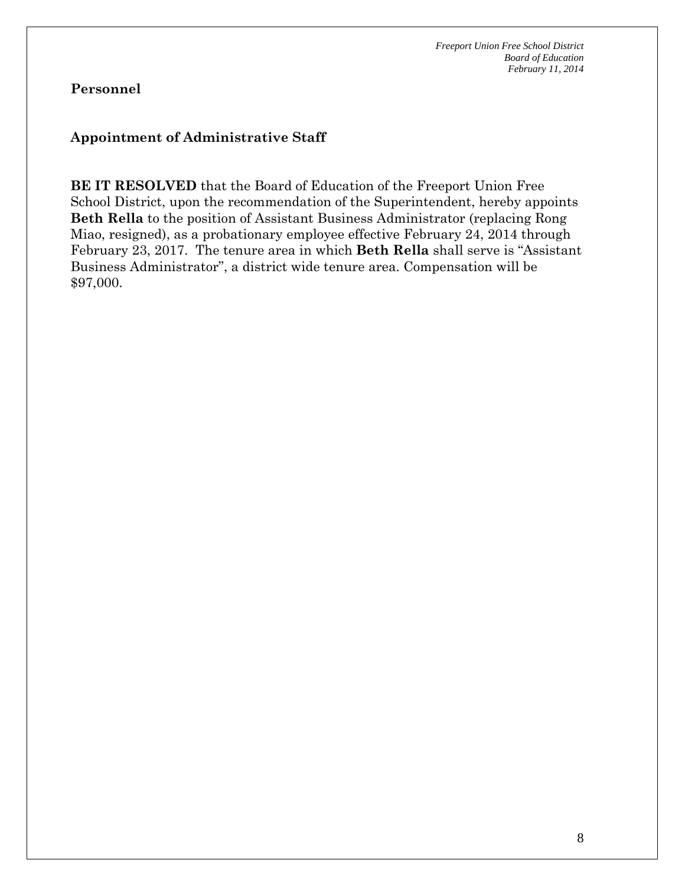## Personnel

### Appointment of Administrative Staff

**BE IT RESOLVED** that the Board of Education of the Freeport Union Free School District, upon the recommendation of the Superintendent, hereby appoints **Beth Rella** to the position of Assistant Business Administrator (replacing Rong Miao, resigned), as a probationary employee effective February 24, 2014 through February 23, 2017. The tenure area in which **Beth Rella** shall serve is "Assistant Business Administrator", a district wide tenure area. Compensation will be $97,000.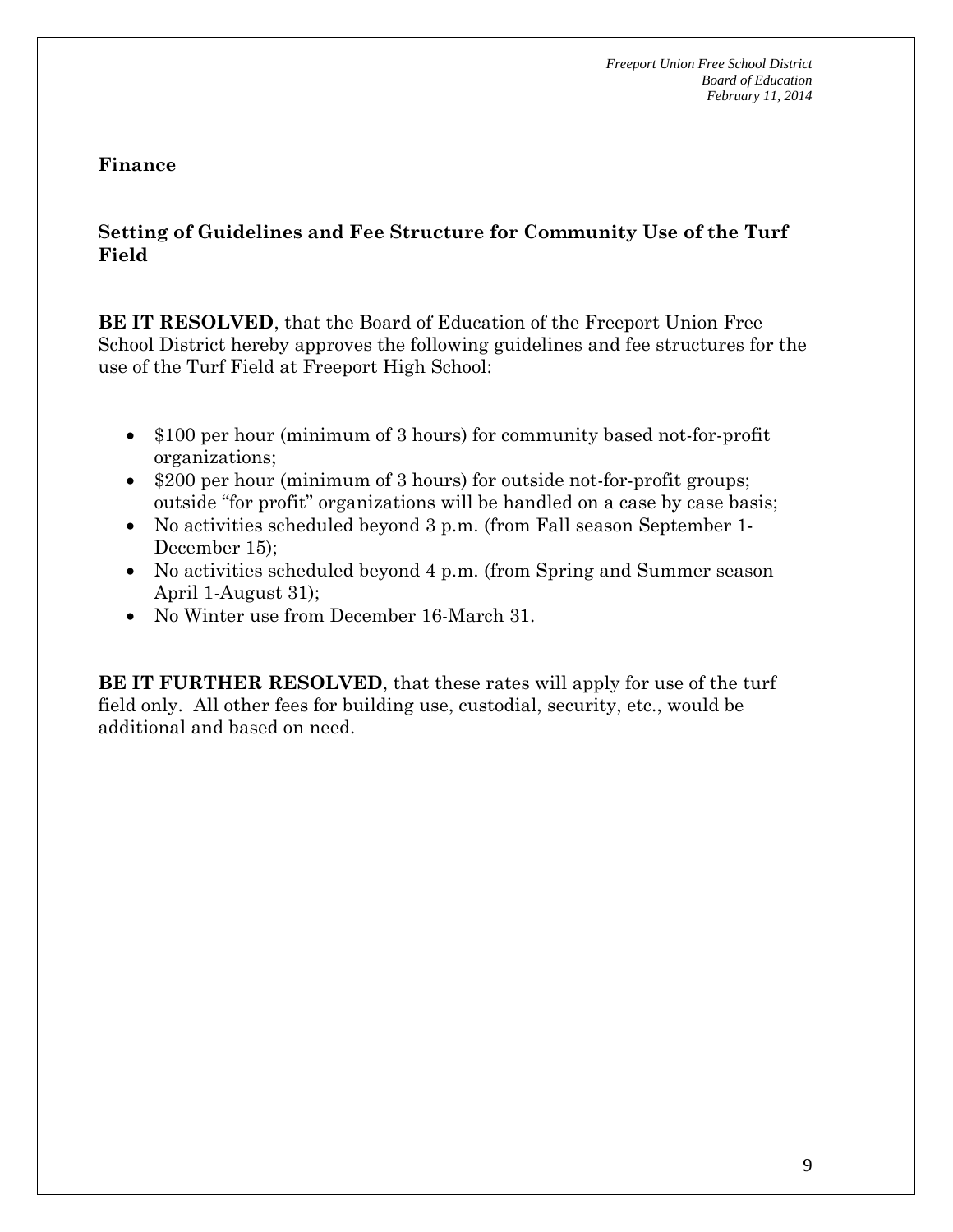## Finance

### Setting of Guidelines and Fee Structure for Community Use of the Turf Field

**BE IT RESOLVED**, that the Board of Education of the Freeport Union Free School District hereby approves the following guidelines and fee structures for the use of the Turf Field at Freeport High School:

- $100 per hour (minimum of 3 hours) for community based not-for-profit organizations;
- $200 per hour (minimum of 3 hours) for outside not-for-profit groups; outside "for profit" organizations will be handled on a case by case basis;
- No activities scheduled beyond 3 p.m. (from Fall season September 1-December 15);
- No activities scheduled beyond 4 p.m. (from Spring and Summer season April 1-August 31);
- No Winter use from December 16-March 31.

**BE IT FURTHER RESOLVED**, that these rates will apply for use of the turf field only. All other fees for building use, custodial, security, etc., would be additional and based on need.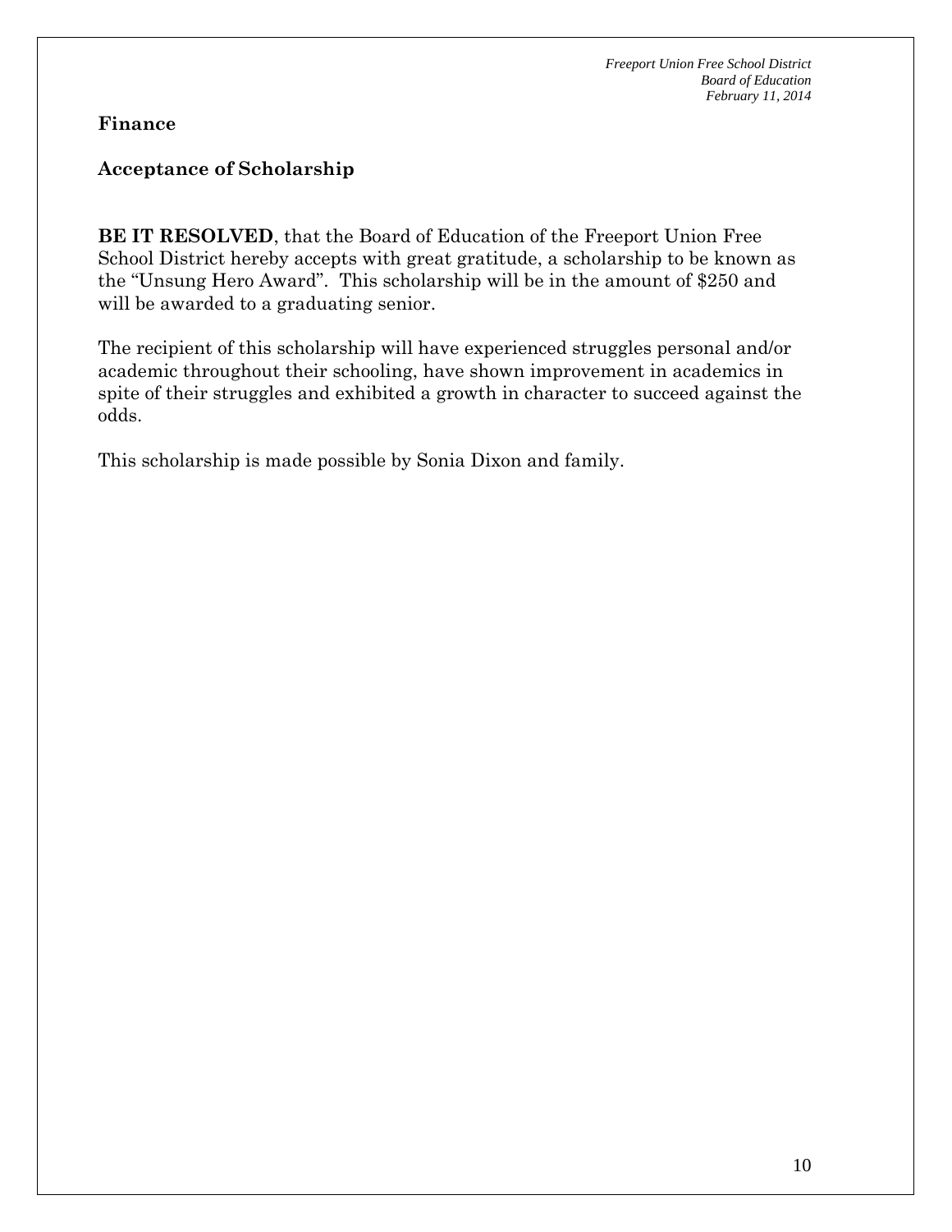**Finance**

**Acceptance of Scholarship**

**BE IT RESOLVED**, that the Board of Education of the Freeport Union Free School District hereby accepts with great gratitude, a scholarship to be known as the "Unsung Hero Award". This scholarship will be in the amount of $250 and will be awarded to a graduating senior.

The recipient of this scholarship will have experienced struggles personal and/or academic throughout their schooling, have shown improvement in academics in spite of their struggles and exhibited a growth in character to succeed against the odds.

This scholarship is made possible by Sonia Dixon and family.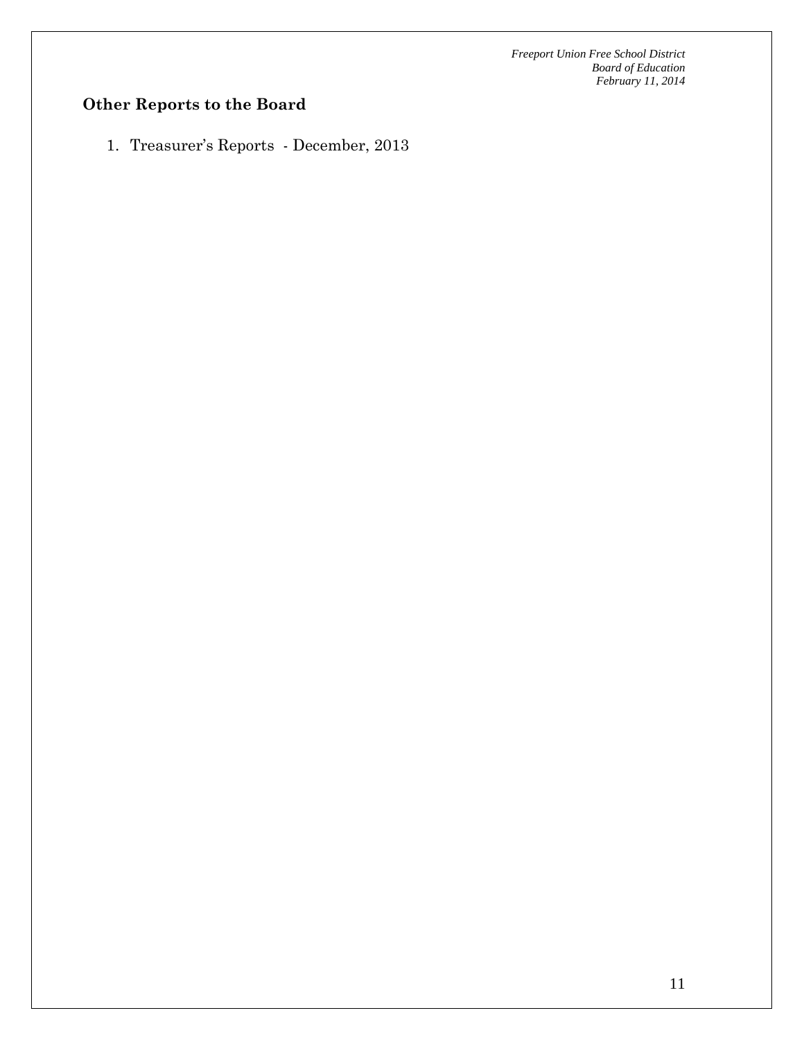## Other Reports to the Board

1. Treasurer's Reports - December, 2013